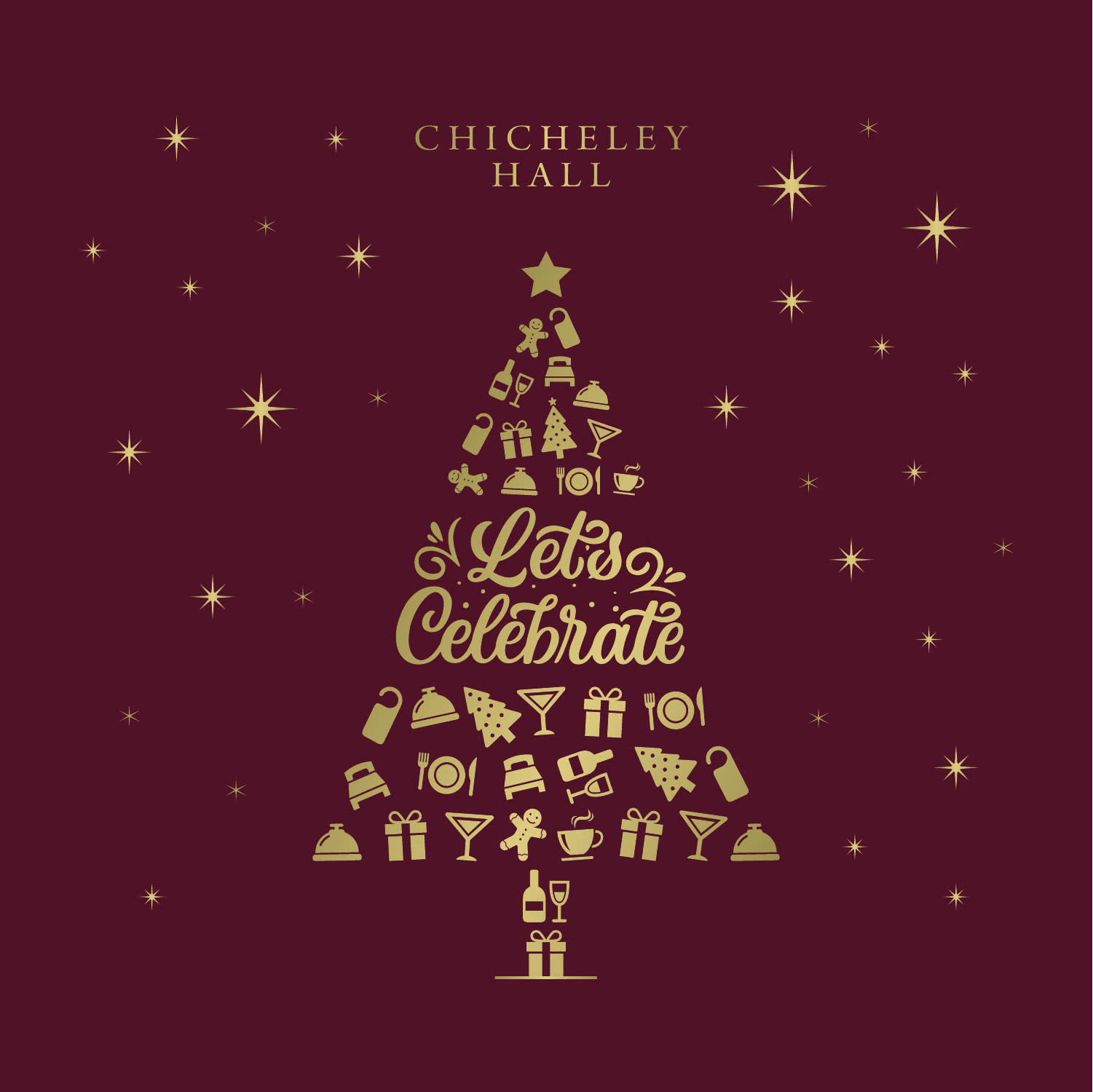# CHICHELEY HALL

## Let's Celebrate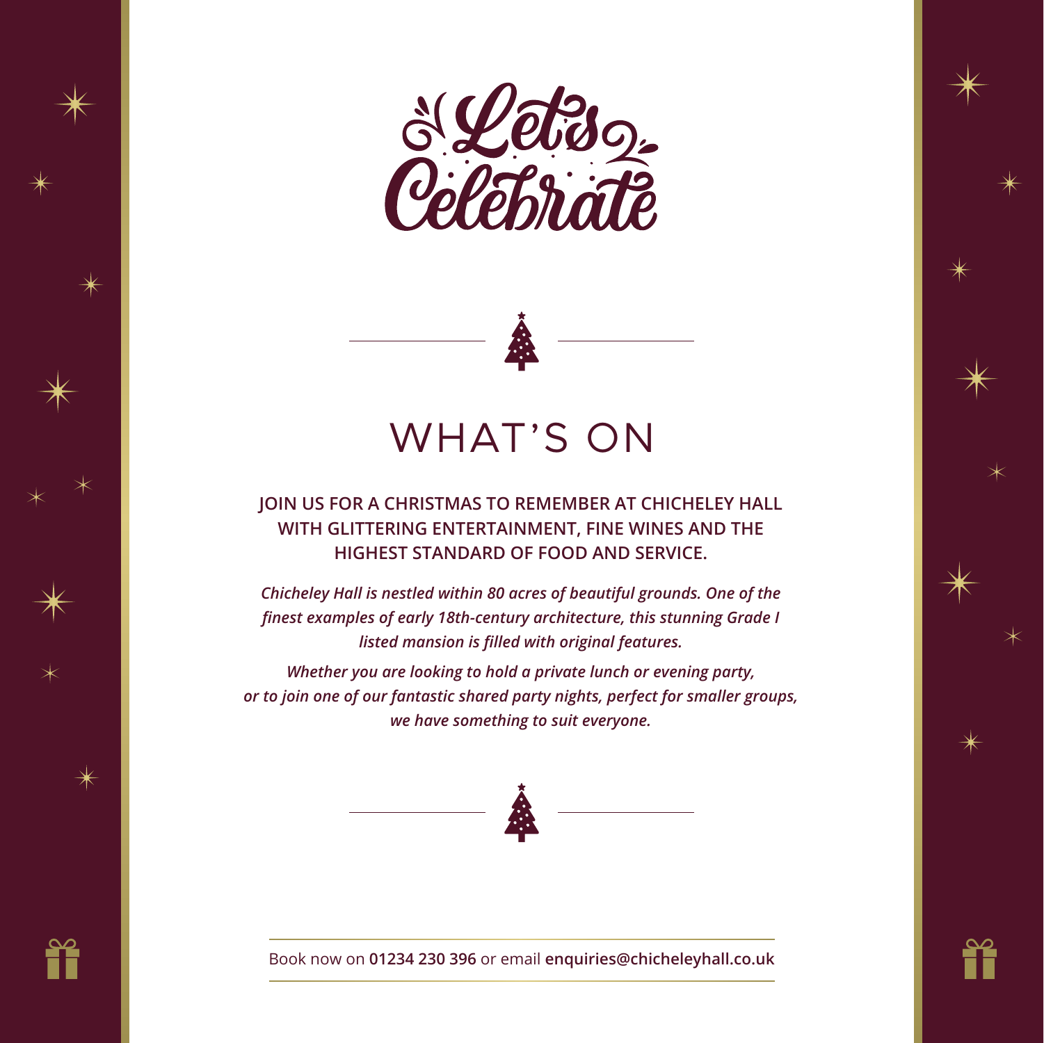# Let's Celebrate

## WHAT'S ON

**JOIN US FOR A CHRISTMAS TO REMEMBER AT CHICHELEY HALL WITH GLITTERING ENTERTAINMENT, FINE WINES AND THE HIGHEST STANDARD OF FOOD AND SERVICE.**

***Chicheley Hall is nestled within 80 acres of beautiful grounds. One of the finest examples of early 18th-century architecture, this stunning Grade I listed mansion is filled with original features.***

***Whether you are looking to hold a private lunch or evening party, or to join one of our fantastic shared party nights, perfect for smaller groups, we have something to suit everyone.***

Book now on **01234 230 396** or email **enquiries@chicheleyhall.co.uk**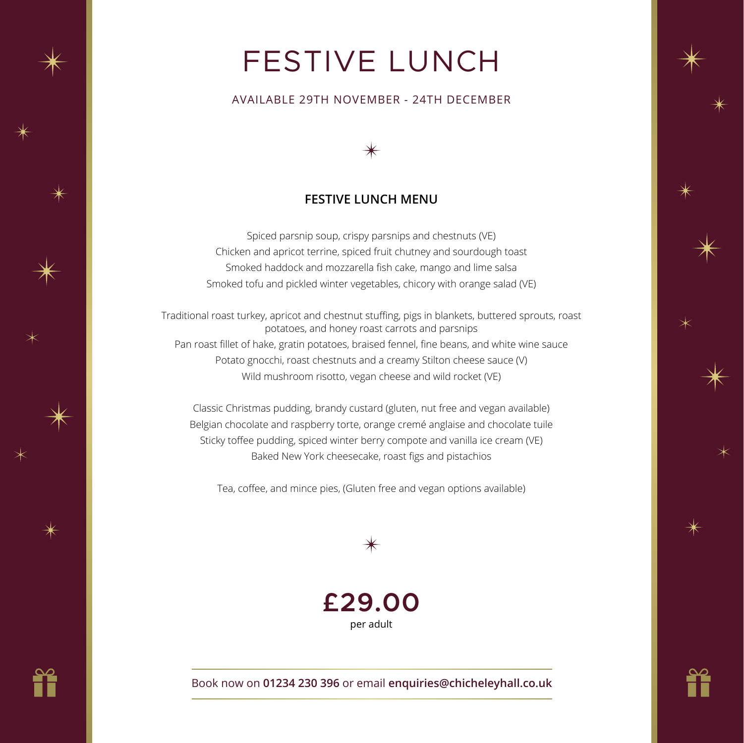# FESTIVE LUNCH

AVAILABLE 29TH NOVEMBER - 24TH DECEMBER

## FESTIVE LUNCH MENU

Spiced parsnip soup, crispy parsnips and chestnuts (VE)
Chicken and apricot terrine, spiced fruit chutney and sourdough toast
Smoked haddock and mozzarella fish cake, mango and lime salsa
Smoked tofu and pickled winter vegetables, chicory with orange salad (VE)

Traditional roast turkey, apricot and chestnut stuffing, pigs in blankets, buttered sprouts, roast potatoes, and honey roast carrots and parsnips
Pan roast fillet of hake, gratin potatoes, braised fennel, fine beans, and white wine sauce
Potato gnocchi, roast chestnuts and a creamy Stilton cheese sauce (V)
Wild mushroom risotto, vegan cheese and wild rocket (VE)

Classic Christmas pudding, brandy custard (gluten, nut free and vegan available)
Belgian chocolate and raspberry torte, orange cremé anglaise and chocolate tuile
Sticky toffee pudding, spiced winter berry compote and vanilla ice cream (VE)
Baked New York cheesecake, roast figs and pistachios

Tea, coffee, and mince pies, (Gluten free and vegan options available)

**£29.00**
per adult

Book now on **01234 230 396** or email **enquiries@chicheleyhall.co.uk**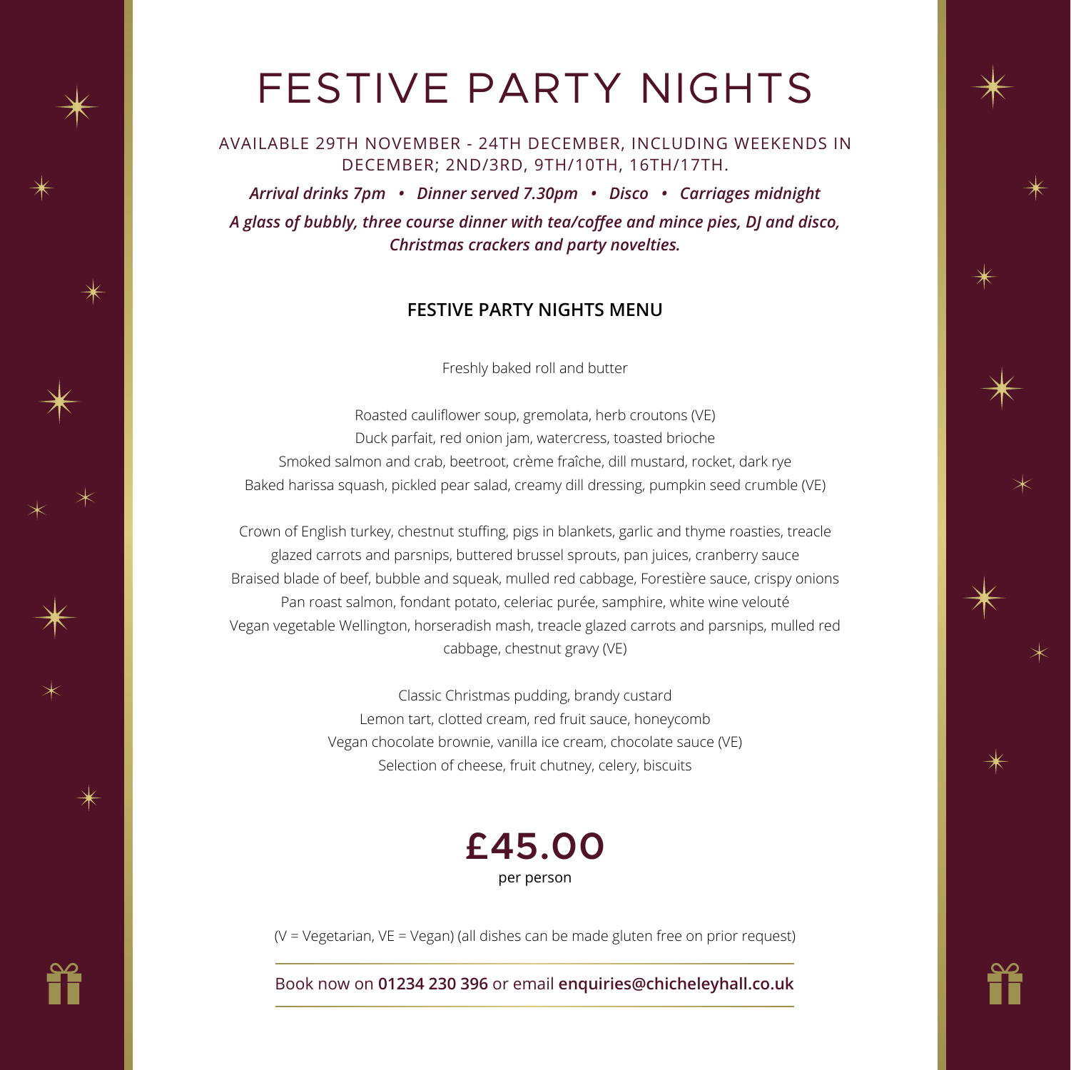# FESTIVE PARTY NIGHTS

AVAILABLE 29TH NOVEMBER - 24TH DECEMBER, INCLUDING WEEKENDS IN DECEMBER; 2ND/3RD, 9TH/10TH, 16TH/17TH.

***Arrival drinks 7pm • Dinner served 7.30pm • Disco • Carriages midnight***

***A glass of bubbly, three course dinner with tea/coffee and mince pies, DJ and disco, Christmas crackers and party novelties.***

## FESTIVE PARTY NIGHTS MENU

Freshly baked roll and butter

Roasted cauliflower soup, gremolata, herb croutons (VE)
Duck parfait, red onion jam, watercress, toasted brioche
Smoked salmon and crab, beetroot, crème fraîche, dill mustard, rocket, dark rye
Baked harissa squash, pickled pear salad, creamy dill dressing, pumpkin seed crumble (VE)

Crown of English turkey, chestnut stuffing, pigs in blankets, garlic and thyme roasties, treacle glazed carrots and parsnips, buttered brussel sprouts, pan juices, cranberry sauce
Braised blade of beef, bubble and squeak, mulled red cabbage, Forestière sauce, crispy onions
Pan roast salmon, fondant potato, celeriac purée, samphire, white wine velouté
Vegan vegetable Wellington, horseradish mash, treacle glazed carrots and parsnips, mulled red cabbage, chestnut gravy (VE)

Classic Christmas pudding, brandy custard
Lemon tart, clotted cream, red fruit sauce, honeycomb
Vegan chocolate brownie, vanilla ice cream, chocolate sauce (VE)
Selection of cheese, fruit chutney, celery, biscuits

**£45.00**
per person

(V = Vegetarian, VE = Vegan) (all dishes can be made gluten free on prior request)

Book now on **01234 230 396** or email **enquiries@chicheleyhall.co.uk**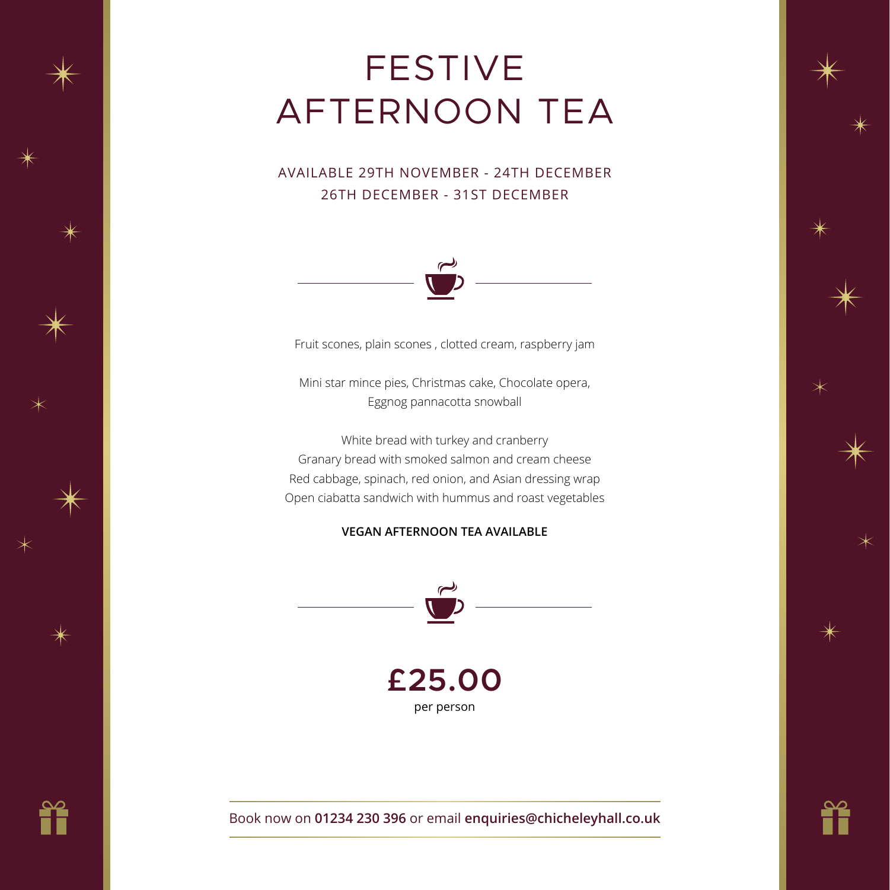# FESTIVE AFTERNOON TEA

AVAILABLE 29TH NOVEMBER - 24TH DECEMBER
26TH DECEMBER - 31ST DECEMBER

Fruit scones, plain scones , clotted cream, raspberry jam

Mini star mince pies, Christmas cake, Chocolate opera,
Eggnog pannacotta snowball

White bread with turkey and cranberry
Granary bread with smoked salmon and cream cheese
Red cabbage, spinach, red onion, and Asian dressing wrap
Open ciabatta sandwich with hummus and roast vegetables

**VEGAN AFTERNOON TEA AVAILABLE**

**£25.00**
per person

Book now on **01234 230 396** or email **enquiries@chicheleyhall.co.uk**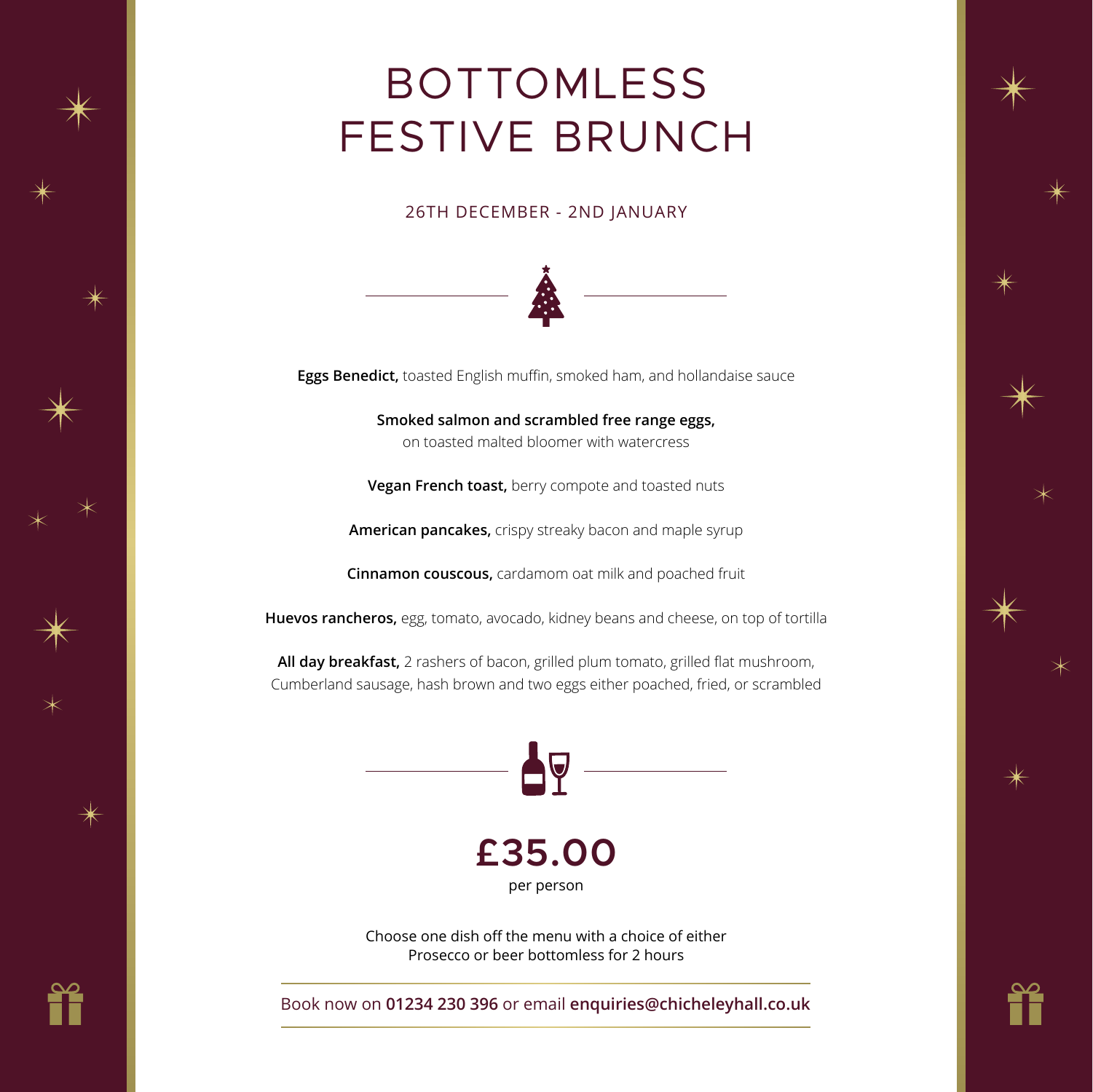# BOTTOMLESS FESTIVE BRUNCH

26TH DECEMBER - 2ND JANUARY

**Eggs Benedict,** toasted English muffin, smoked ham, and hollandaise sauce

**Smoked salmon and scrambled free range eggs,**
on toasted malted bloomer with watercress

**Vegan French toast,** berry compote and toasted nuts

**American pancakes,** crispy streaky bacon and maple syrup

**Cinnamon couscous,** cardamom oat milk and poached fruit

**Huevos rancheros,** egg, tomato, avocado, kidney beans and cheese, on top of tortilla

**All day breakfast,** 2 rashers of bacon, grilled plum tomato, grilled flat mushroom, Cumberland sausage, hash brown and two eggs either poached, fried, or scrambled

## £35.00

per person

Choose one dish off the menu with a choice of either Prosecco or beer bottomless for 2 hours

Book now on **01234 230 396** or email **enquiries@chicheleyhall.co.uk**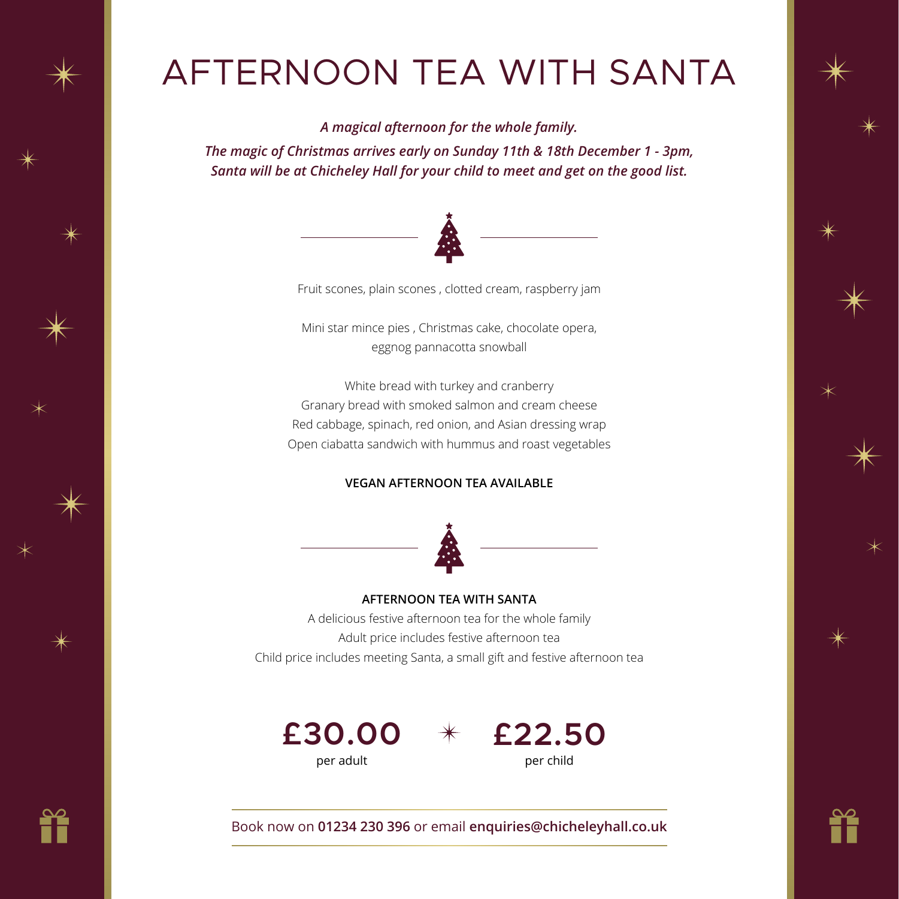# AFTERNOON TEA WITH SANTA

***A magical afternoon for the whole family.***

***The magic of Christmas arrives early on Sunday 11th & 18th December 1 - 3pm, Santa will be at Chicheley Hall for your child to meet and get on the good list.***

Fruit scones, plain scones , clotted cream, raspberry jam

Mini star mince pies , Christmas cake, chocolate opera,
eggnog pannacotta snowball

White bread with turkey and cranberry
Granary bread with smoked salmon and cream cheese
Red cabbage, spinach, red onion, and Asian dressing wrap
Open ciabatta sandwich with hummus and roast vegetables

**VEGAN AFTERNOON TEA AVAILABLE**

**AFTERNOON TEA WITH SANTA**

A delicious festive afternoon tea for the whole family
Adult price includes festive afternoon tea
Child price includes meeting Santa, a small gift and festive afternoon tea

**£30.00** per adult

**£22.50** per child

Book now on **01234 230 396** or email **enquiries@chicheleyhall.co.uk**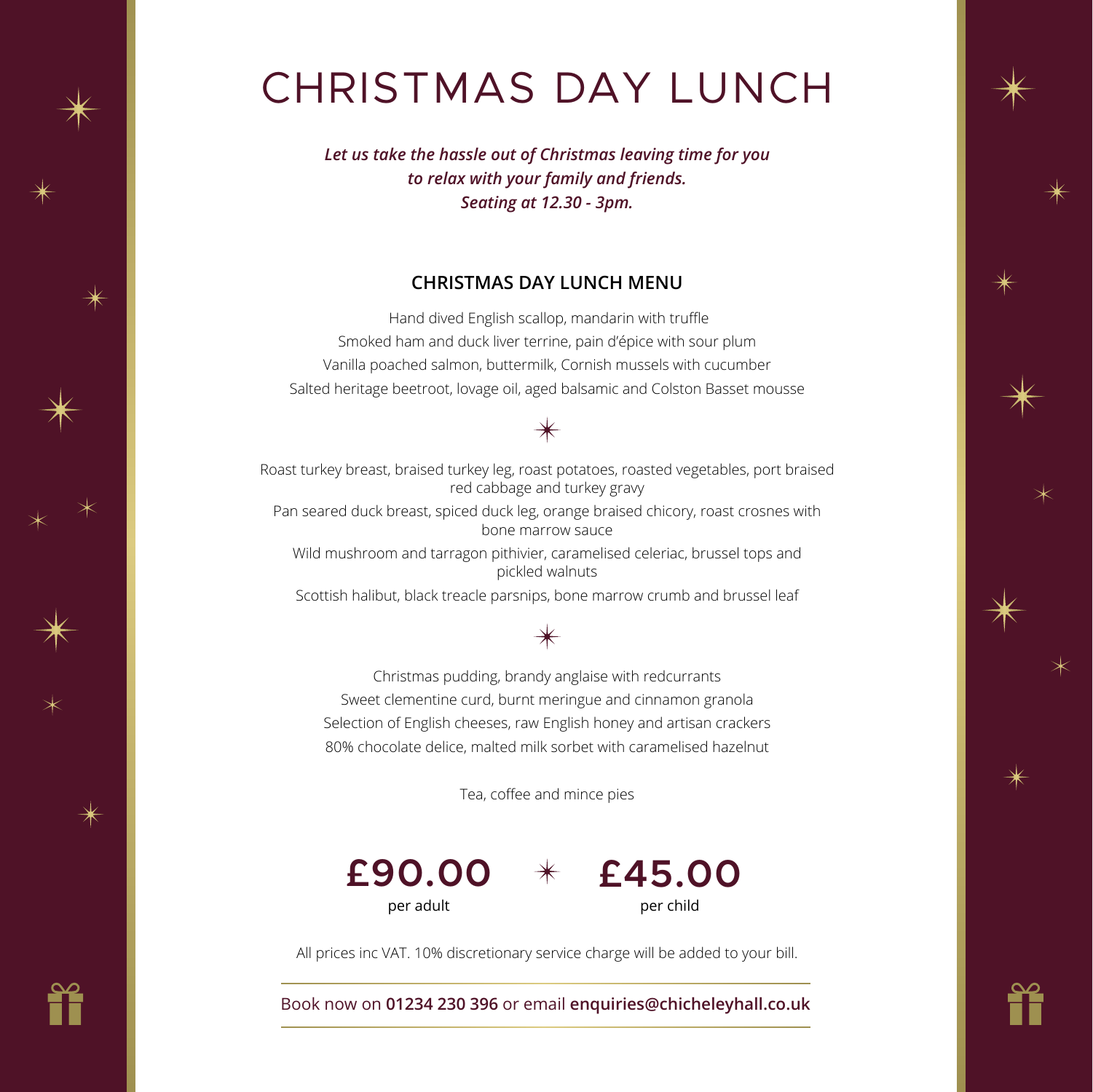# CHRISTMAS DAY LUNCH

***Let us take the hassle out of Christmas leaving time for you to relax with your family and friends. Seating at 12.30 - 3pm.***

## CHRISTMAS DAY LUNCH MENU

Hand dived English scallop, mandarin with truffle

Smoked ham and duck liver terrine, pain d'épice with sour plum

Vanilla poached salmon, buttermilk, Cornish mussels with cucumber

Salted heritage beetroot, lovage oil, aged balsamic and Colston Basset mousse

✶

Roast turkey breast, braised turkey leg, roast potatoes, roasted vegetables, port braised red cabbage and turkey gravy

Pan seared duck breast, spiced duck leg, orange braised chicory, roast crosnes with bone marrow sauce

Wild mushroom and tarragon pithivier, caramelised celeriac, brussel tops and pickled walnuts

Scottish halibut, black treacle parsnips, bone marrow crumb and brussel leaf

✶

Christmas pudding, brandy anglaise with redcurrants

Sweet clementine curd, burnt meringue and cinnamon granola

Selection of English cheeses, raw English honey and artisan crackers

80% chocolate delice, malted milk sorbet with caramelised hazelnut

Tea, coffee and mince pies

**£90.00** per adult ✶ **£45.00** per child

All prices inc VAT. 10% discretionary service charge will be added to your bill.

Book now on **01234 230 396** or email **enquiries@chicheleyhall.co.uk**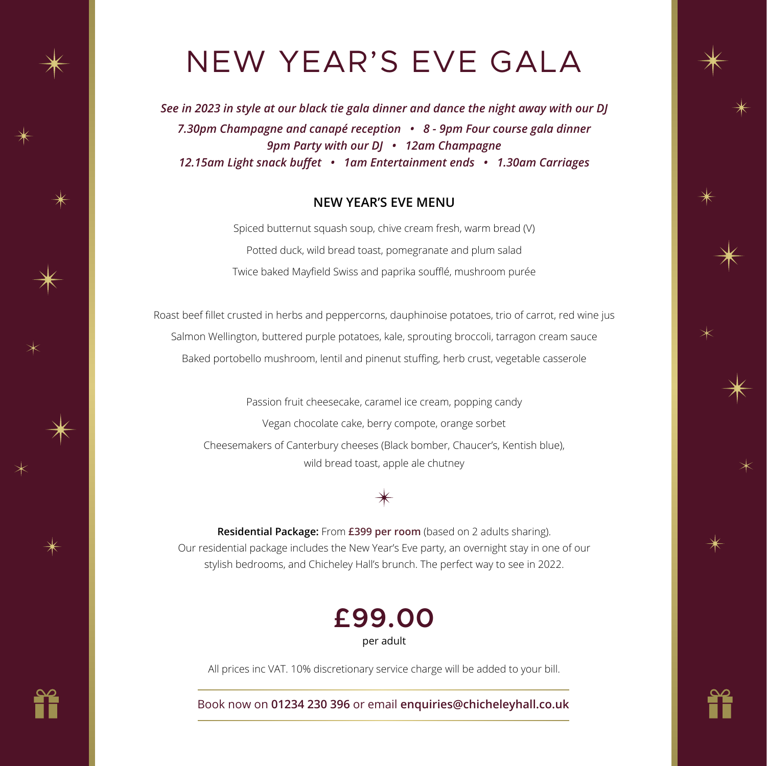# NEW YEAR'S EVE GALA

***See in 2023 in style at our black tie gala dinner and dance the night away with our DJ***

***7.30pm Champagne and canapé reception • 8 - 9pm Four course gala dinner***
***9pm Party with our DJ • 12am Champagne***
***12.15am Light snack buffet • 1am Entertainment ends • 1.30am Carriages***

## NEW YEAR'S EVE MENU

Spiced butternut squash soup, chive cream fresh, warm bread (V)

Potted duck, wild bread toast, pomegranate and plum salad

Twice baked Mayfield Swiss and paprika soufflé, mushroom purée

Roast beef fillet crusted in herbs and peppercorns, dauphinoise potatoes, trio of carrot, red wine jus

Salmon Wellington, buttered purple potatoes, kale, sprouting broccoli, tarragon cream sauce

Baked portobello mushroom, lentil and pinenut stuffing, herb crust, vegetable casserole

Passion fruit cheesecake, caramel ice cream, popping candy

Vegan chocolate cake, berry compote, orange sorbet

Cheesemakers of Canterbury cheeses (Black bomber, Chaucer's, Kentish blue), wild bread toast, apple ale chutney

**Residential Package:** From **£399 per room** (based on 2 adults sharing). Our residential package includes the New Year's Eve party, an overnight stay in one of our stylish bedrooms, and Chicheley Hall's brunch. The perfect way to see in 2022.

## £99.00

per adult

All prices inc VAT. 10% discretionary service charge will be added to your bill.

Book now on **01234 230 396** or email **enquiries@chicheleyhall.co.uk**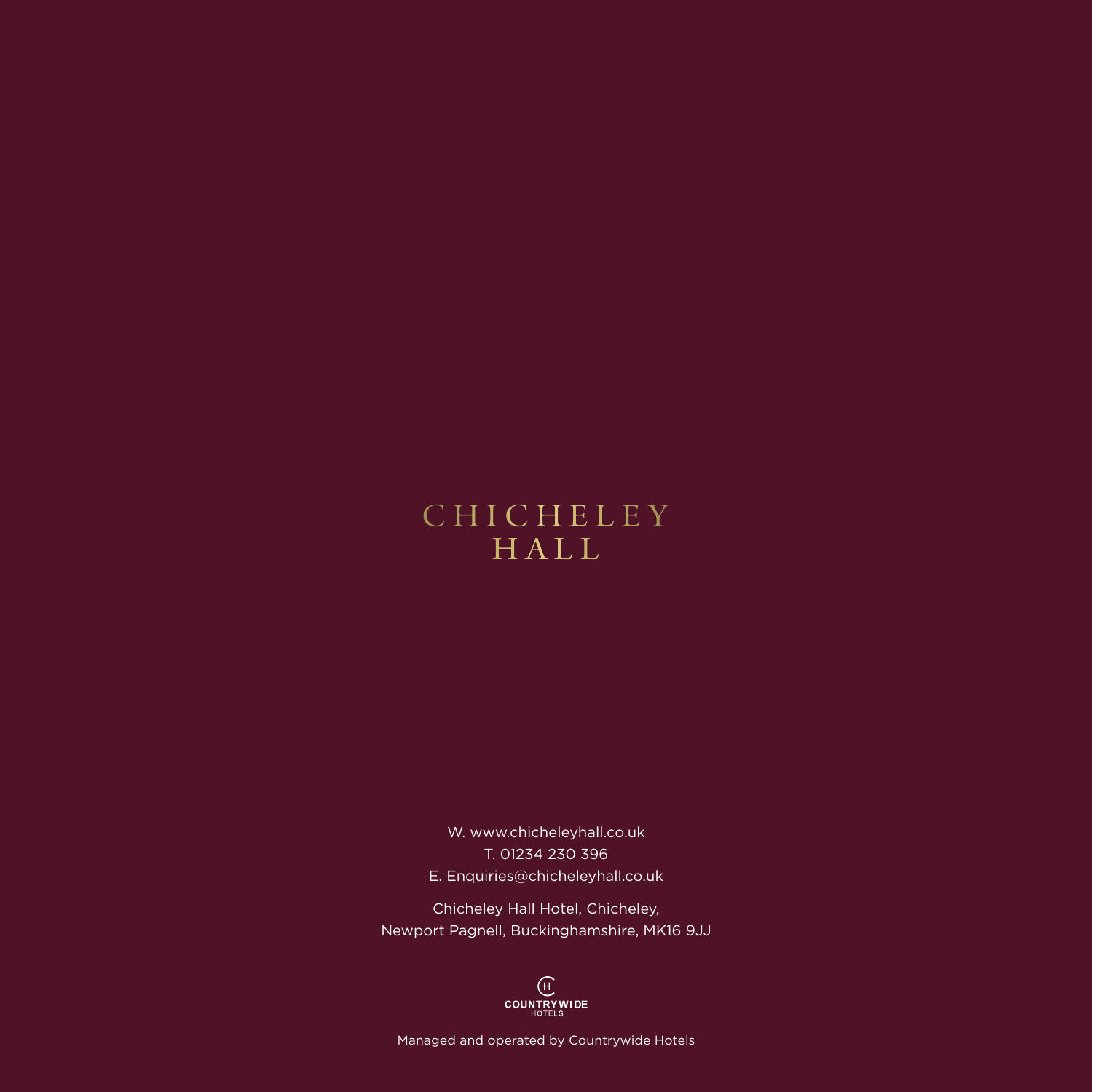# CHICHELEY HALL

W. www.chicheleyhall.co.uk
T. 01234 230 396
E. Enquiries@chicheleyhall.co.uk

Chicheley Hall Hotel, Chicheley,
Newport Pagnell, Buckinghamshire, MK16 9JJ

COUNTRYWIDE HOTELS

Managed and operated by Countrywide Hotels